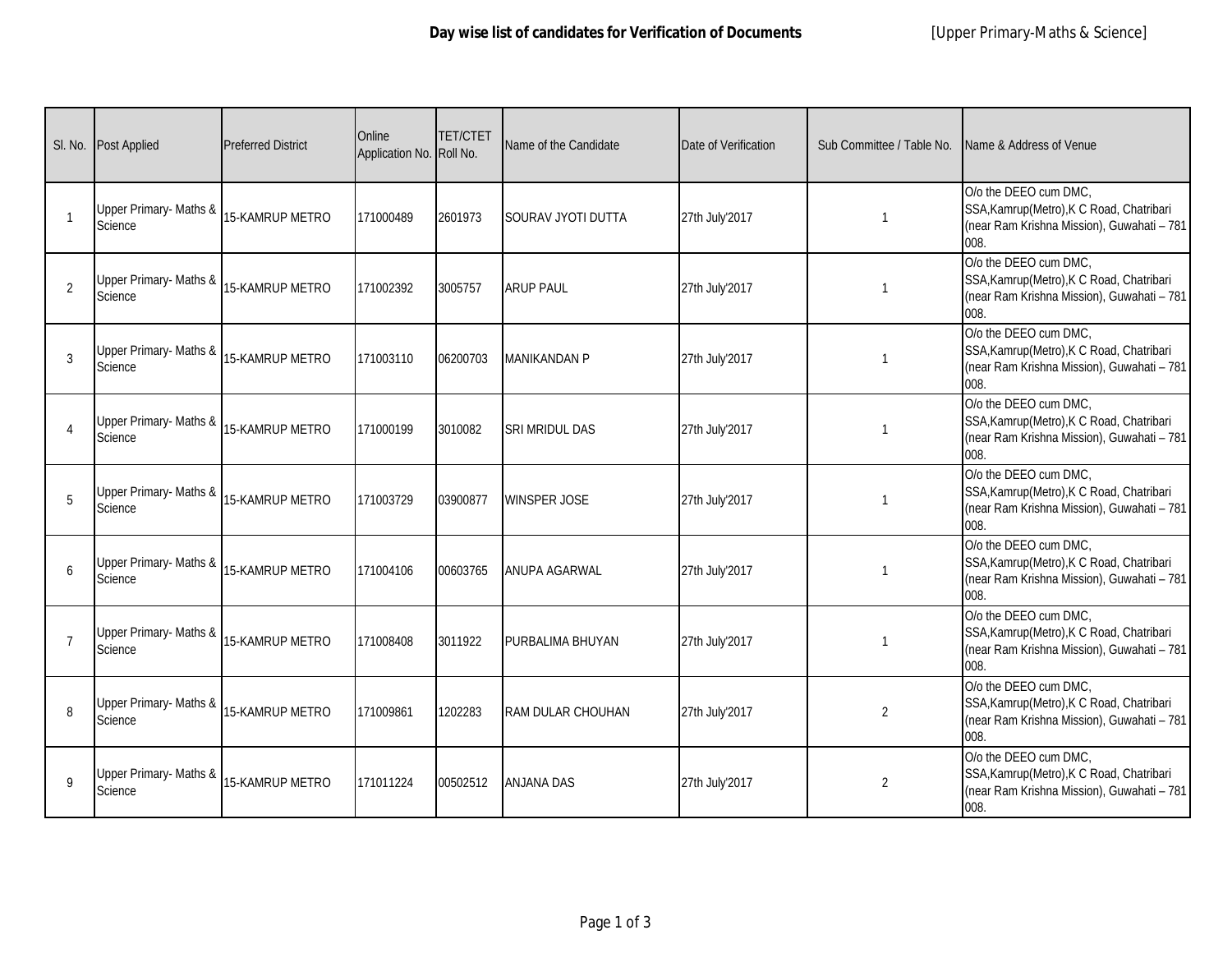# Day wise list of candidates for Verification of Documents

[Upper Primary-Maths & Science]

| Sl. No. | Post Applied | Preferred District | Online Application No. | TET/CTET Roll No. | Name of the Candidate | Date of Verification | Sub Committee / Table No. | Name & Address of Venue |
|---|---|---|---|---|---|---|---|---|
| 1 | Upper Primary- Maths & Science | 15-KAMRUP METRO | 171000489 | 2601973 | SOURAV JYOTI DUTTA | 27th July'2017 | 1 | O/o the DEEO cum DMC, SSA,Kamrup(Metro),K C Road, Chatribari (near Ram Krishna Mission), Guwahati – 781 008. |
| 2 | Upper Primary- Maths & Science | 15-KAMRUP METRO | 171002392 | 3005757 | ARUP PAUL | 27th July'2017 | 1 | O/o the DEEO cum DMC, SSA,Kamrup(Metro),K C Road, Chatribari (near Ram Krishna Mission), Guwahati – 781 008. |
| 3 | Upper Primary- Maths & Science | 15-KAMRUP METRO | 171003110 | 06200703 | MANIKANDAN P | 27th July'2017 | 1 | O/o the DEEO cum DMC, SSA,Kamrup(Metro),K C Road, Chatribari (near Ram Krishna Mission), Guwahati – 781 008. |
| 4 | Upper Primary- Maths & Science | 15-KAMRUP METRO | 171000199 | 3010082 | SRI MRIDUL DAS | 27th July'2017 | 1 | O/o the DEEO cum DMC, SSA,Kamrup(Metro),K C Road, Chatribari (near Ram Krishna Mission), Guwahati – 781 008. |
| 5 | Upper Primary- Maths & Science | 15-KAMRUP METRO | 171003729 | 03900877 | WINSPER JOSE | 27th July'2017 | 1 | O/o the DEEO cum DMC, SSA,Kamrup(Metro),K C Road, Chatribari (near Ram Krishna Mission), Guwahati – 781 008. |
| 6 | Upper Primary- Maths & Science | 15-KAMRUP METRO | 171004106 | 00603765 | ANUPA AGARWAL | 27th July'2017 | 1 | O/o the DEEO cum DMC, SSA,Kamrup(Metro),K C Road, Chatribari (near Ram Krishna Mission), Guwahati – 781 008. |
| 7 | Upper Primary- Maths & Science | 15-KAMRUP METRO | 171008408 | 3011922 | PURBALIMA BHUYAN | 27th July'2017 | 1 | O/o the DEEO cum DMC, SSA,Kamrup(Metro),K C Road, Chatribari (near Ram Krishna Mission), Guwahati – 781 008. |
| 8 | Upper Primary- Maths & Science | 15-KAMRUP METRO | 171009861 | 1202283 | RAM DULAR CHOUHAN | 27th July'2017 | 2 | O/o the DEEO cum DMC, SSA,Kamrup(Metro),K C Road, Chatribari (near Ram Krishna Mission), Guwahati – 781 008. |
| 9 | Upper Primary- Maths & Science | 15-KAMRUP METRO | 171011224 | 00502512 | ANJANA DAS | 27th July'2017 | 2 | O/o the DEEO cum DMC, SSA,Kamrup(Metro),K C Road, Chatribari (near Ram Krishna Mission), Guwahati – 781 008. |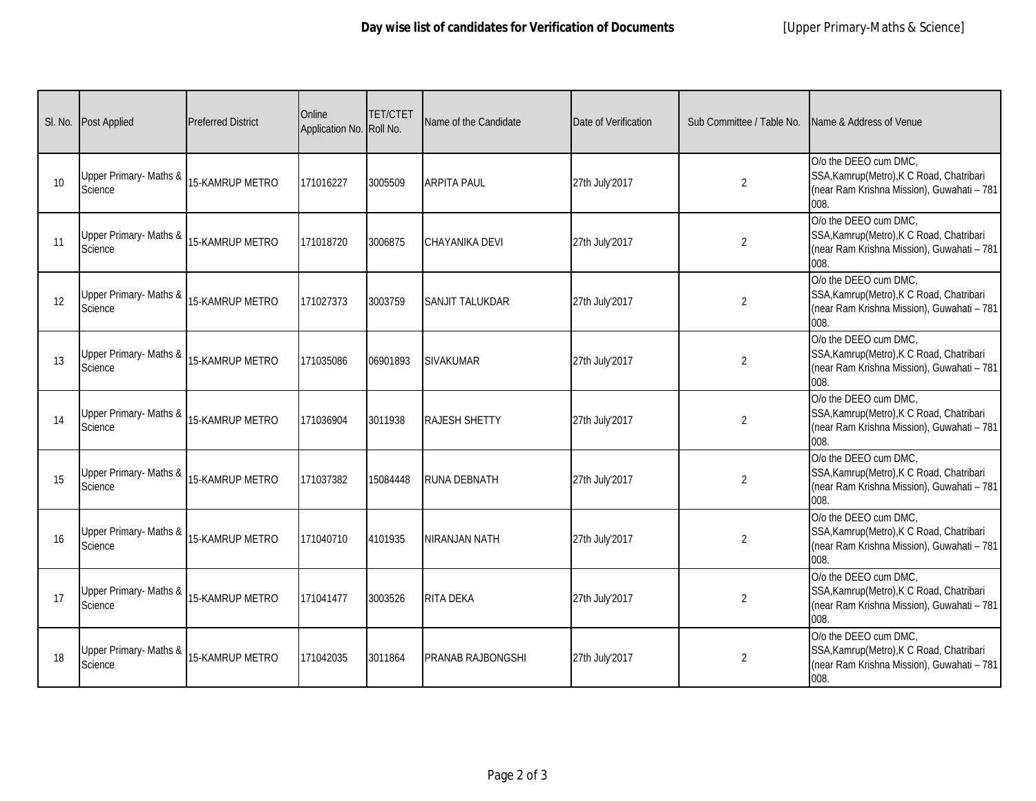**Day wise list of candidates for Verification of Documents** [Upper Primary-Maths & Science]

| Sl. No. | Post Applied | Preferred District | Online Application No. | TET/CTET Roll No. | Name of the Candidate | Date of Verification | Sub Committee / Table No. | Name & Address of Venue |
|---|---|---|---|---|---|---|---|---|
| 10 | Upper Primary- Maths & Science | 15-KAMRUP METRO | 171016227 | 3005509 | ARPITA PAUL | 27th July'2017 | 2 | O/o the DEEO cum DMC, SSA,Kamrup(Metro),K C Road, Chatribari (near Ram Krishna Mission), Guwahati – 781 008. |
| 11 | Upper Primary- Maths & Science | 15-KAMRUP METRO | 171018720 | 3006875 | CHAYANIKA DEVI | 27th July'2017 | 2 | O/o the DEEO cum DMC, SSA,Kamrup(Metro),K C Road, Chatribari (near Ram Krishna Mission), Guwahati – 781 008. |
| 12 | Upper Primary- Maths & Science | 15-KAMRUP METRO | 171027373 | 3003759 | SANJIT TALUKDAR | 27th July'2017 | 2 | O/o the DEEO cum DMC, SSA,Kamrup(Metro),K C Road, Chatribari (near Ram Krishna Mission), Guwahati – 781 008. |
| 13 | Upper Primary- Maths & Science | 15-KAMRUP METRO | 171035086 | 06901893 | SIVAKUMAR | 27th July'2017 | 2 | O/o the DEEO cum DMC, SSA,Kamrup(Metro),K C Road, Chatribari (near Ram Krishna Mission), Guwahati – 781 008. |
| 14 | Upper Primary- Maths & Science | 15-KAMRUP METRO | 171036904 | 3011938 | RAJESH SHETTY | 27th July'2017 | 2 | O/o the DEEO cum DMC, SSA,Kamrup(Metro),K C Road, Chatribari (near Ram Krishna Mission), Guwahati – 781 008. |
| 15 | Upper Primary- Maths & Science | 15-KAMRUP METRO | 171037382 | 15084448 | RUNA DEBNATH | 27th July'2017 | 2 | O/o the DEEO cum DMC, SSA,Kamrup(Metro),K C Road, Chatribari (near Ram Krishna Mission), Guwahati – 781 008. |
| 16 | Upper Primary- Maths & Science | 15-KAMRUP METRO | 171040710 | 4101935 | NIRANJAN NATH | 27th July'2017 | 2 | O/o the DEEO cum DMC, SSA,Kamrup(Metro),K C Road, Chatribari (near Ram Krishna Mission), Guwahati – 781 008. |
| 17 | Upper Primary- Maths & Science | 15-KAMRUP METRO | 171041477 | 3003526 | RITA DEKA | 27th July'2017 | 2 | O/o the DEEO cum DMC, SSA,Kamrup(Metro),K C Road, Chatribari (near Ram Krishna Mission), Guwahati – 781 008. |
| 18 | Upper Primary- Maths & Science | 15-KAMRUP METRO | 171042035 | 3011864 | PRANAB RAJBONGSHI | 27th July'2017 | 2 | O/o the DEEO cum DMC, SSA,Kamrup(Metro),K C Road, Chatribari (near Ram Krishna Mission), Guwahati – 781 008. |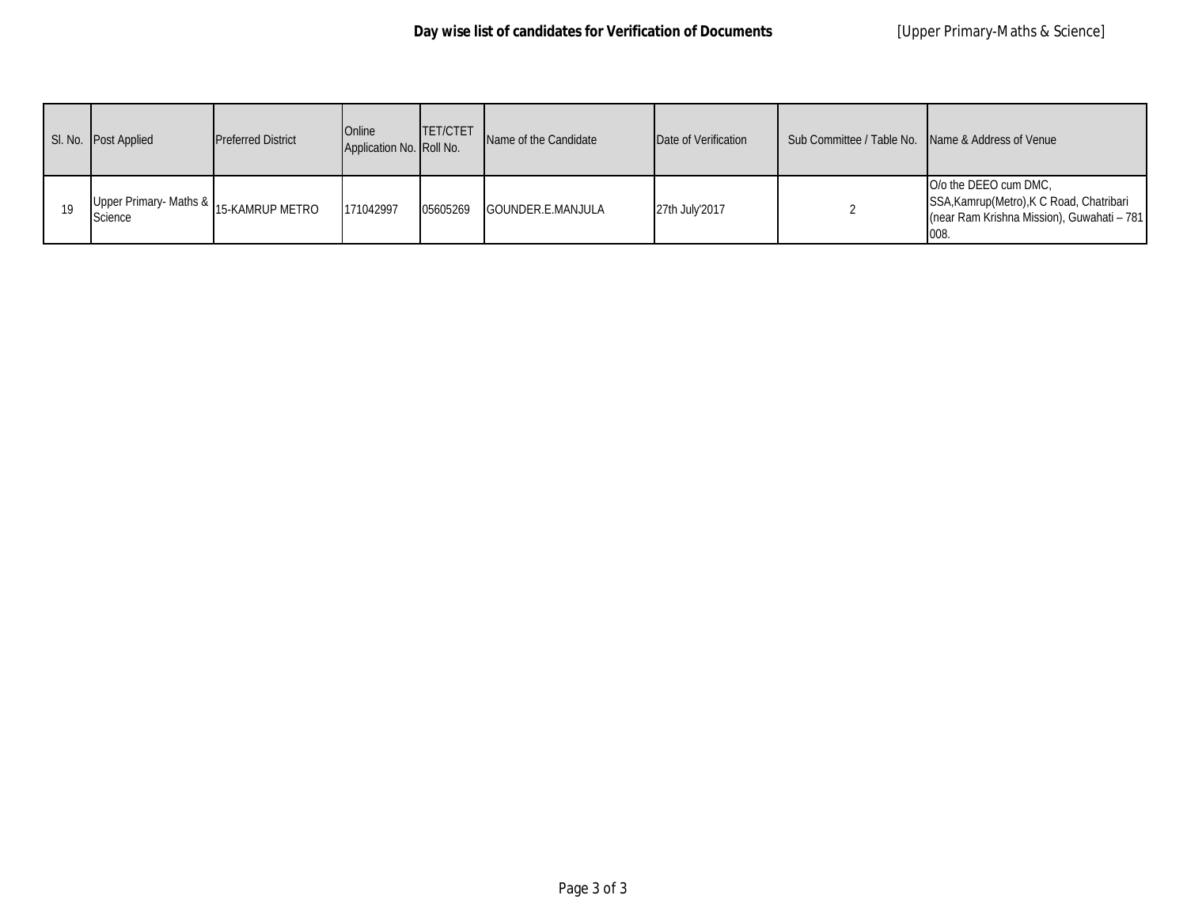**Day wise list of candidates for Verification of Documents** [Upper Primary-Maths & Science]

| Sl. No. | Post Applied | Preferred District | Online Application No. | TET/CTET Roll No. | Name of the Candidate | Date of Verification | Sub Committee / Table No. | Name & Address of Venue |
|---|---|---|---|---|---|---|---|---|
| 19 | Upper Primary- Maths & Science | 15-KAMRUP METRO | 171042997 | 05605269 | GOUNDER.E.MANJULA | 27th July'2017 | 2 | O/o the DEEO cum DMC, SSA,Kamrup(Metro),K C Road, Chatribari (near Ram Krishna Mission), Guwahati – 781 008. |